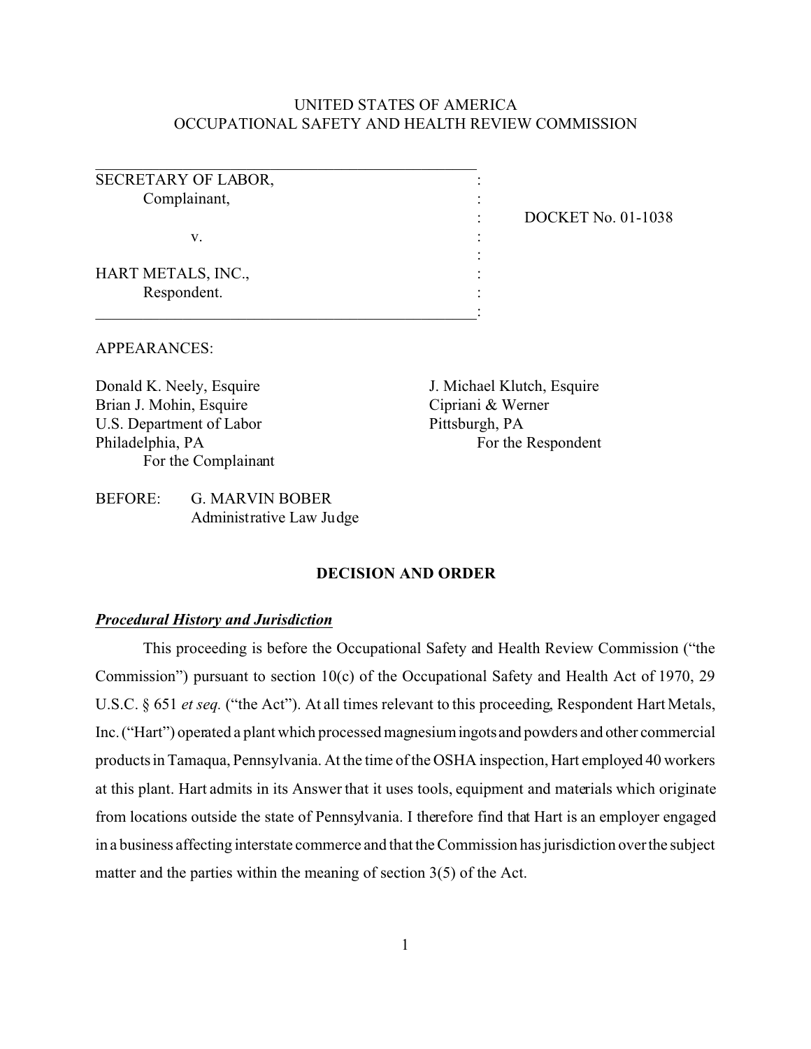UNITED STATES OF AMERICA
OCCUPATIONAL SAFETY AND HEALTH REVIEW COMMISSION

| | | |
|---|---|---|
| SECRETARY OF LABOR,<br>Complainant,<br><br>v.<br><br>HART METALS, INC.,<br>Respondent. | : | DOCKET No. 01-1038 |

APPEARANCES:

Donald K. Neely, Esquire
Brian J. Mohin, Esquire
U.S. Department of Labor
Philadelphia, PA
For the Complainant

J. Michael Klutch, Esquire
Cipriani & Werner
Pittsburgh, PA
For the Respondent

BEFORE: G. MARVIN BOBER
Administrative Law Judge

**DECISION AND ORDER**

***Procedural History and Jurisdiction***

This proceeding is before the Occupational Safety and Health Review Commission ("the Commission") pursuant to section 10(c) of the Occupational Safety and Health Act of 1970, 29 U.S.C. § 651 *et seq.* ("the Act"). At all times relevant to this proceeding, Respondent Hart Metals, Inc. ("Hart") operated a plant which processed magnesium ingots and powders and other commercial products in Tamaqua, Pennsylvania. At the time of the OSHA inspection, Hart employed 40 workers at this plant. Hart admits in its Answer that it uses tools, equipment and materials which originate from locations outside the state of Pennsylvania. I therefore find that Hart is an employer engaged in a business affecting interstate commerce and that the Commission has jurisdiction over the subject matter and the parties within the meaning of section 3(5) of the Act.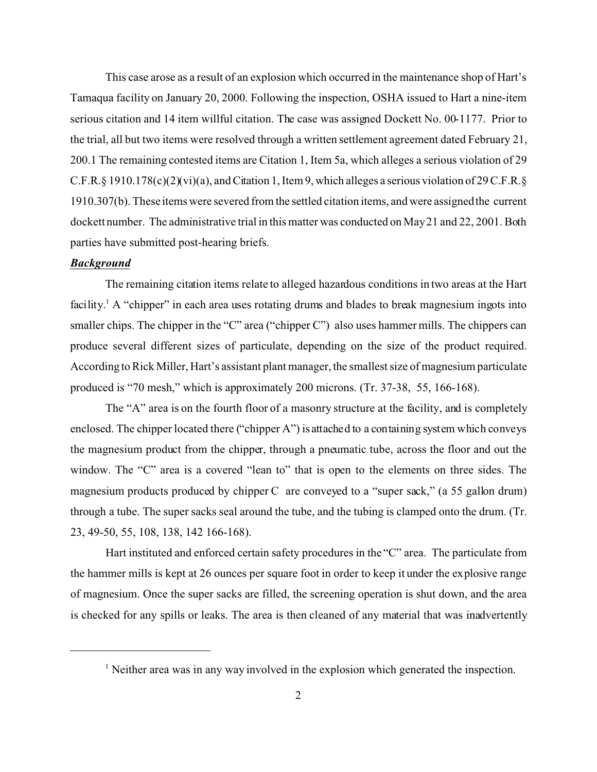This case arose as a result of an explosion which occurred in the maintenance shop of Hart's Tamaqua facility on January 20, 2000. Following the inspection, OSHA issued to Hart a nine-item serious citation and 14 item willful citation. The case was assigned Dockett No. 00-1177. Prior to the trial, all but two items were resolved through a written settlement agreement dated February 21, 200.1 The remaining contested items are Citation 1, Item 5a, which alleges a serious violation of 29 C.F.R.§ 1910.178(c)(2)(vi)(a), and Citation 1, Item 9, which alleges a serious violation of 29 C.F.R.§ 1910.307(b). These items were severed from the settled citation items, and were assigned the current dockett number. The administrative trial in this matter was conducted on May 21 and 22, 2001. Both parties have submitted post-hearing briefs.

***Background***

The remaining citation items relate to alleged hazardous conditions in two areas at the Hart facility.[1] A "chipper" in each area uses rotating drums and blades to break magnesium ingots into smaller chips. The chipper in the "C" area ("chipper C") also uses hammer mills. The chippers can produce several different sizes of particulate, depending on the size of the product required. According to Rick Miller, Hart's assistant plant manager, the smallest size of magnesium particulate produced is "70 mesh," which is approximately 200 microns. (Tr. 37-38, 55, 166-168).

The "A" area is on the fourth floor of a masonry structure at the facility, and is completely enclosed. The chipper located there ("chipper A") is attached to a containing system which conveys the magnesium product from the chipper, through a pneumatic tube, across the floor and out the window. The "C" area is a covered "lean to" that is open to the elements on three sides. The magnesium products produced by chipper C are conveyed to a "super sack," (a 55 gallon drum) through a tube. The super sacks seal around the tube, and the tubing is clamped onto the drum. (Tr. 23, 49-50, 55, 108, 138, 142 166-168).

Hart instituted and enforced certain safety procedures in the "C" area. The particulate from the hammer mills is kept at 26 ounces per square foot in order to keep it under the explosive range of magnesium. Once the super sacks are filled, the screening operation is shut down, and the area is checked for any spills or leaks. The area is then cleaned of any material that was inadvertently

[1] Neither area was in any way involved in the explosion which generated the inspection.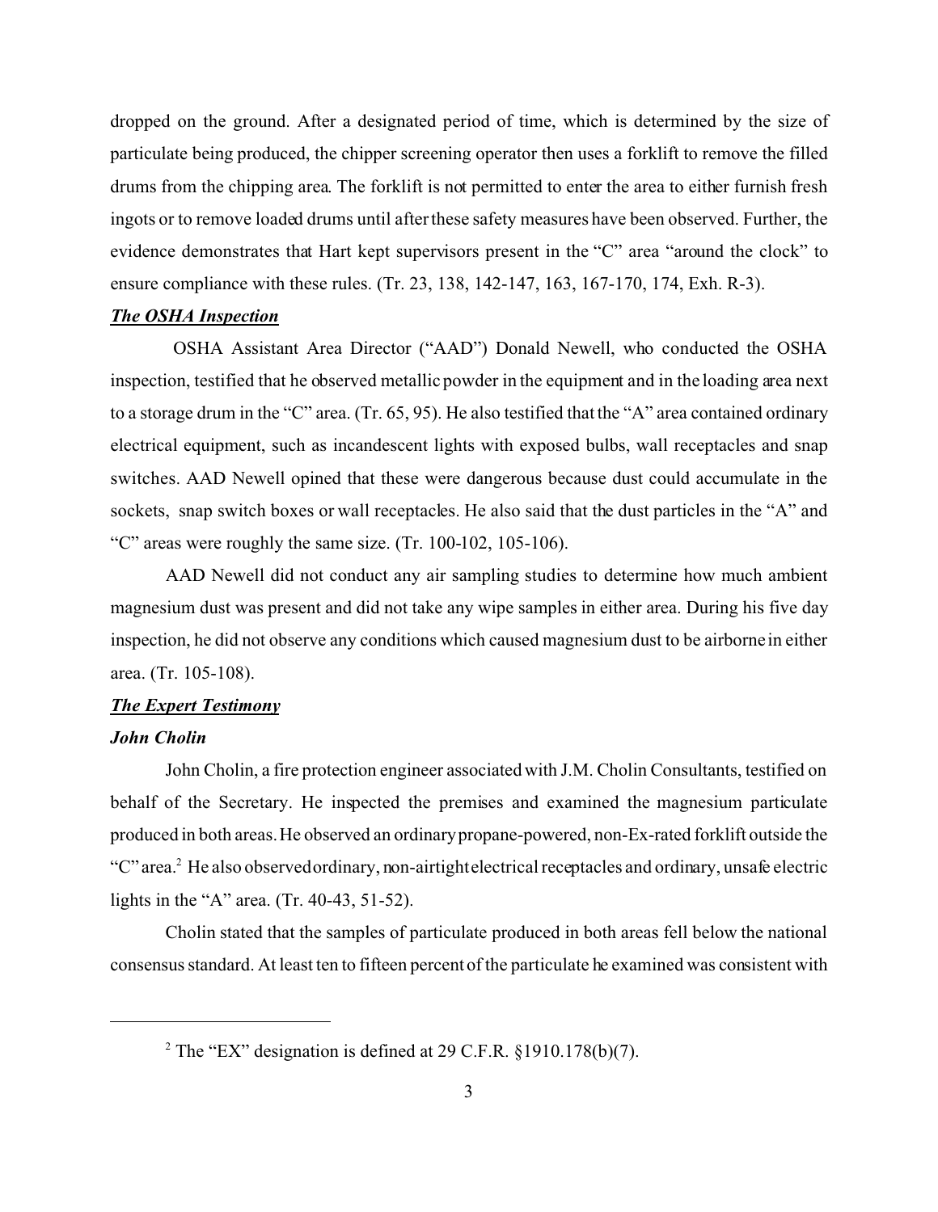dropped on the ground. After a designated period of time, which is determined by the size of particulate being produced, the chipper screening operator then uses a forklift to remove the filled drums from the chipping area. The forklift is not permitted to enter the area to either furnish fresh ingots or to remove loaded drums until after these safety measures have been observed. Further, the evidence demonstrates that Hart kept supervisors present in the "C" area "around the clock" to ensure compliance with these rules. (Tr. 23, 138, 142-147, 163, 167-170, 174, Exh. R-3).

***The OSHA Inspection***

OSHA Assistant Area Director ("AAD") Donald Newell, who conducted the OSHA inspection, testified that he observed metallic powder in the equipment and in the loading area next to a storage drum in the "C" area. (Tr. 65, 95). He also testified that the "A" area contained ordinary electrical equipment, such as incandescent lights with exposed bulbs, wall receptacles and snap switches. AAD Newell opined that these were dangerous because dust could accumulate in the sockets, snap switch boxes or wall receptacles. He also said that the dust particles in the "A" and "C" areas were roughly the same size. (Tr. 100-102, 105-106).

AAD Newell did not conduct any air sampling studies to determine how much ambient magnesium dust was present and did not take any wipe samples in either area. During his five day inspection, he did not observe any conditions which caused magnesium dust to be airborne in either area. (Tr. 105-108).

***The Expert Testimony***

***John Cholin***

John Cholin, a fire protection engineer associated with J.M. Cholin Consultants, testified on behalf of the Secretary. He inspected the premises and examined the magnesium particulate produced in both areas. He observed an ordinary propane-powered, non-Ex-rated forklift outside the "C" area.[2] He also observed ordinary, non-airtight electrical receptacles and ordinary, unsafe electric lights in the "A" area. (Tr. 40-43, 51-52).

Cholin stated that the samples of particulate produced in both areas fell below the national consensus standard. At least ten to fifteen percent of the particulate he examined was consistent with

---

[2] The "EX" designation is defined at 29 C.F.R. §1910.178(b)(7).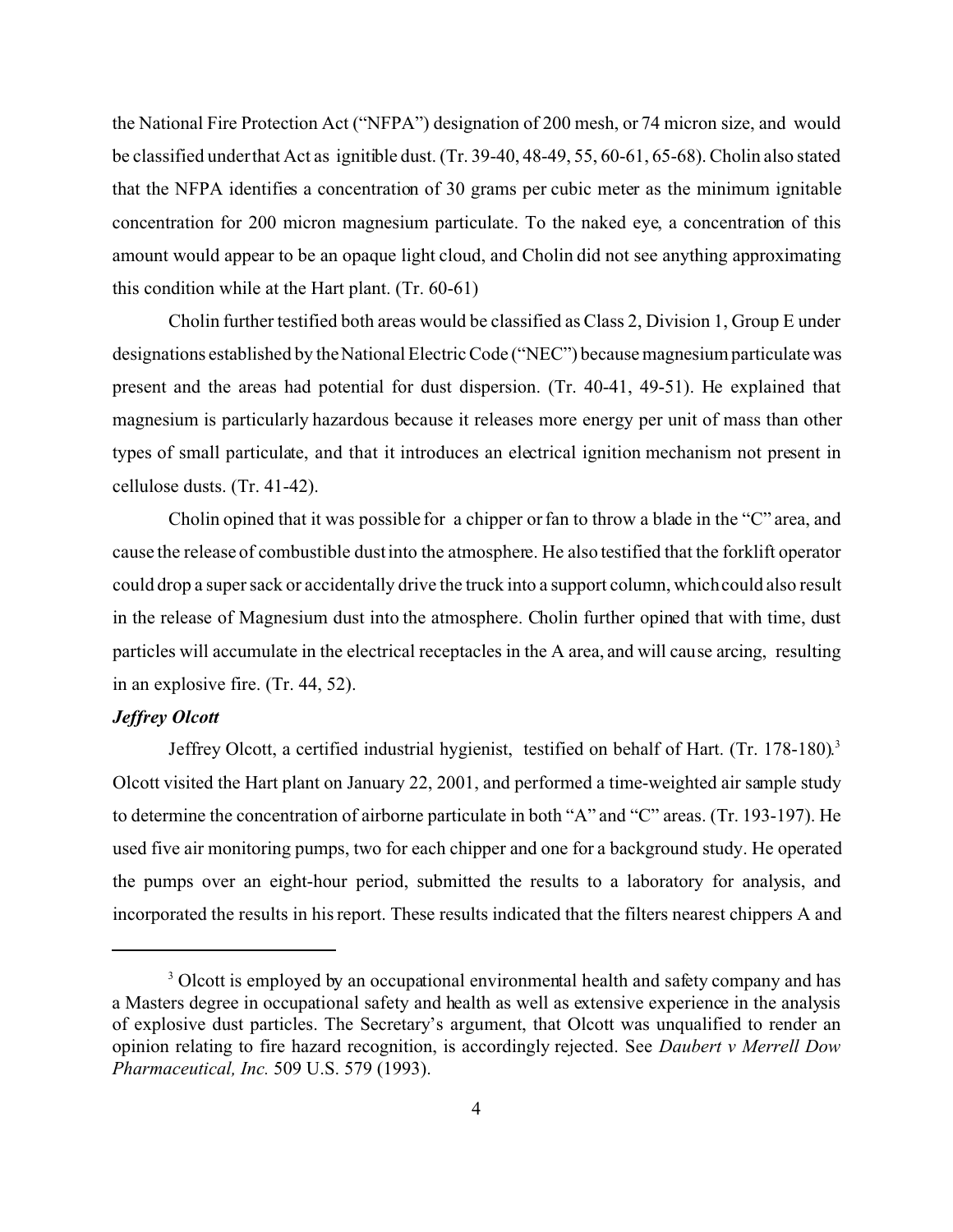the National Fire Protection Act ("NFPA") designation of 200 mesh, or 74 micron size, and would be classified under that Act as ignitible dust. (Tr. 39-40, 48-49, 55, 60-61, 65-68). Cholin also stated that the NFPA identifies a concentration of 30 grams per cubic meter as the minimum ignitable concentration for 200 micron magnesium particulate. To the naked eye, a concentration of this amount would appear to be an opaque light cloud, and Cholin did not see anything approximating this condition while at the Hart plant. (Tr. 60-61)

Cholin further testified both areas would be classified as Class 2, Division 1, Group E under designations established by the National Electric Code ("NEC") because magnesium particulate was present and the areas had potential for dust dispersion. (Tr. 40-41, 49-51). He explained that magnesium is particularly hazardous because it releases more energy per unit of mass than other types of small particulate, and that it introduces an electrical ignition mechanism not present in cellulose dusts. (Tr. 41-42).

Cholin opined that it was possible for a chipper or fan to throw a blade in the "C" area, and cause the release of combustible dust into the atmosphere. He also testified that the forklift operator could drop a super sack or accidentally drive the truck into a support column, which could also result in the release of Magnesium dust into the atmosphere. Cholin further opined that with time, dust particles will accumulate in the electrical receptacles in the A area, and will cause arcing, resulting in an explosive fire. (Tr. 44, 52).

***Jeffrey Olcott***

Jeffrey Olcott, a certified industrial hygienist, testified on behalf of Hart. (Tr. 178-180).[3] Olcott visited the Hart plant on January 22, 2001, and performed a time-weighted air sample study to determine the concentration of airborne particulate in both "A" and "C" areas. (Tr. 193-197). He used five air monitoring pumps, two for each chipper and one for a background study. He operated the pumps over an eight-hour period, submitted the results to a laboratory for analysis, and incorporated the results in his report. These results indicated that the filters nearest chippers A and

---

[3] Olcott is employed by an occupational environmental health and safety company and has a Masters degree in occupational safety and health as well as extensive experience in the analysis of explosive dust particles. The Secretary's argument, that Olcott was unqualified to render an opinion relating to fire hazard recognition, is accordingly rejected. See *Daubert v Merrell Dow Pharmaceutical, Inc.* 509 U.S. 579 (1993).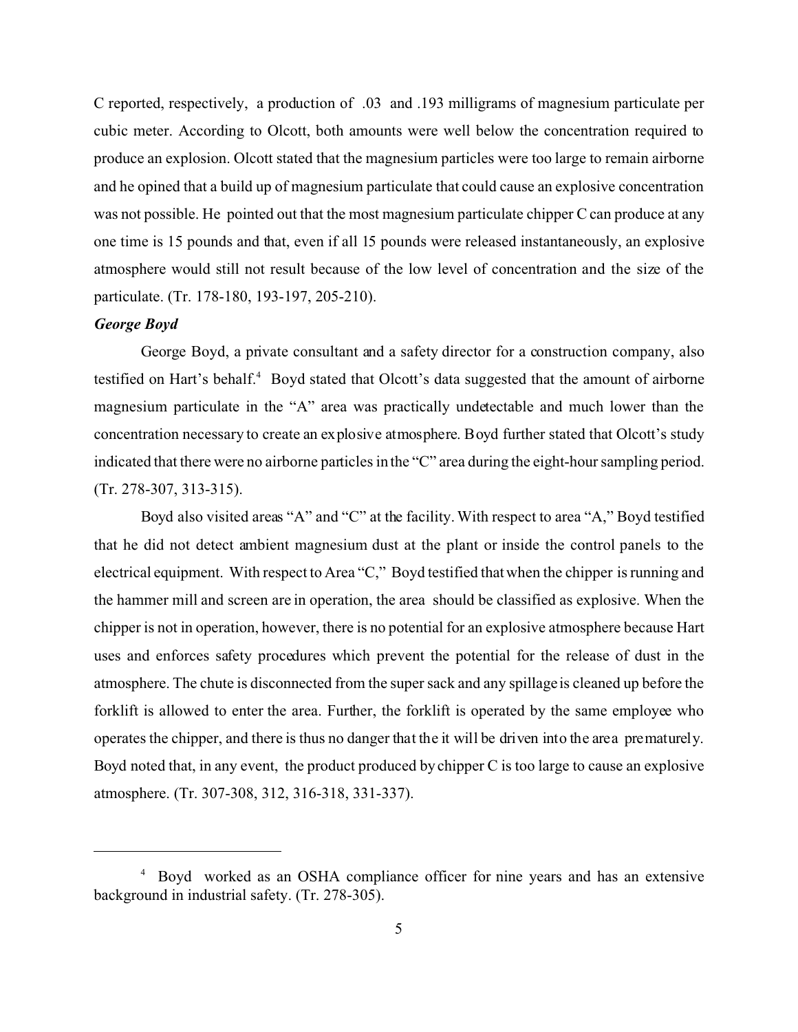C reported, respectively, a production of .03 and .193 milligrams of magnesium particulate per cubic meter. According to Olcott, both amounts were well below the concentration required to produce an explosion. Olcott stated that the magnesium particles were too large to remain airborne and he opined that a build up of magnesium particulate that could cause an explosive concentration was not possible. He pointed out that the most magnesium particulate chipper C can produce at any one time is 15 pounds and that, even if all 15 pounds were released instantaneously, an explosive atmosphere would still not result because of the low level of concentration and the size of the particulate. (Tr. 178-180, 193-197, 205-210).

***George Boyd***

George Boyd, a private consultant and a safety director for a construction company, also testified on Hart's behalf.[4] Boyd stated that Olcott's data suggested that the amount of airborne magnesium particulate in the "A" area was practically undetectable and much lower than the concentration necessary to create an explosive atmosphere. Boyd further stated that Olcott's study indicated that there were no airborne particles in the "C" area during the eight-hour sampling period. (Tr. 278-307, 313-315).

Boyd also visited areas "A" and "C" at the facility. With respect to area "A," Boyd testified that he did not detect ambient magnesium dust at the plant or inside the control panels to the electrical equipment. With respect to Area "C," Boyd testified that when the chipper is running and the hammer mill and screen are in operation, the area should be classified as explosive. When the chipper is not in operation, however, there is no potential for an explosive atmosphere because Hart uses and enforces safety procedures which prevent the potential for the release of dust in the atmosphere. The chute is disconnected from the super sack and any spillage is cleaned up before the forklift is allowed to enter the area. Further, the forklift is operated by the same employee who operates the chipper, and there is thus no danger that the it will be driven into the area prematurely. Boyd noted that, in any event, the product produced by chipper C is too large to cause an explosive atmosphere. (Tr. 307-308, 312, 316-318, 331-337).

---

[4] Boyd worked as an OSHA compliance officer for nine years and has an extensive background in industrial safety. (Tr. 278-305).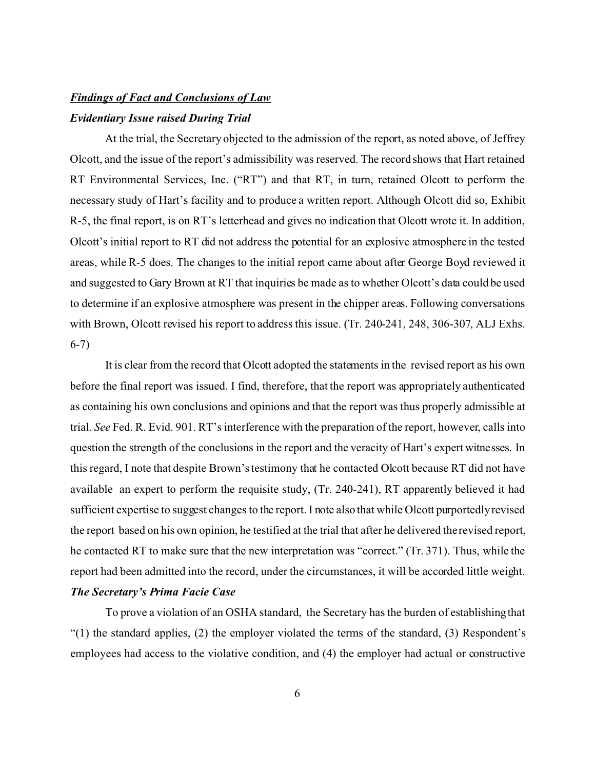***Findings of Fact and Conclusions of Law***

***Evidentiary Issue raised During Trial***

At the trial, the Secretary objected to the admission of the report, as noted above, of Jeffrey Olcott, and the issue of the report's admissibility was reserved. The record shows that Hart retained RT Environmental Services, Inc. ("RT") and that RT, in turn, retained Olcott to perform the necessary study of Hart's facility and to produce a written report. Although Olcott did so, Exhibit R-5, the final report, is on RT's letterhead and gives no indication that Olcott wrote it. In addition, Olcott's initial report to RT did not address the potential for an explosive atmosphere in the tested areas, while R-5 does. The changes to the initial report came about after George Boyd reviewed it and suggested to Gary Brown at RT that inquiries be made as to whether Olcott's data could be used to determine if an explosive atmosphere was present in the chipper areas. Following conversations with Brown, Olcott revised his report to address this issue. (Tr. 240-241, 248, 306-307, ALJ Exhs. 6-7)

It is clear from the record that Olcott adopted the statements in the revised report as his own before the final report was issued. I find, therefore, that the report was appropriately authenticated as containing his own conclusions and opinions and that the report was thus properly admissible at trial. *See* Fed. R. Evid. 901. RT's interference with the preparation of the report, however, calls into question the strength of the conclusions in the report and the veracity of Hart's expert witnesses. In this regard, I note that despite Brown's testimony that he contacted Olcott because RT did not have available an expert to perform the requisite study, (Tr. 240-241), RT apparently believed it had sufficient expertise to suggest changes to the report. I note also that while Olcott purportedly revised the report based on his own opinion, he testified at the trial that after he delivered the revised report, he contacted RT to make sure that the new interpretation was "correct." (Tr. 371). Thus, while the report had been admitted into the record, under the circumstances, it will be accorded little weight.

***The Secretary's Prima Facie Case***

To prove a violation of an OSHA standard, the Secretary has the burden of establishing that "(1) the standard applies, (2) the employer violated the terms of the standard, (3) Respondent's employees had access to the violative condition, and (4) the employer had actual or constructive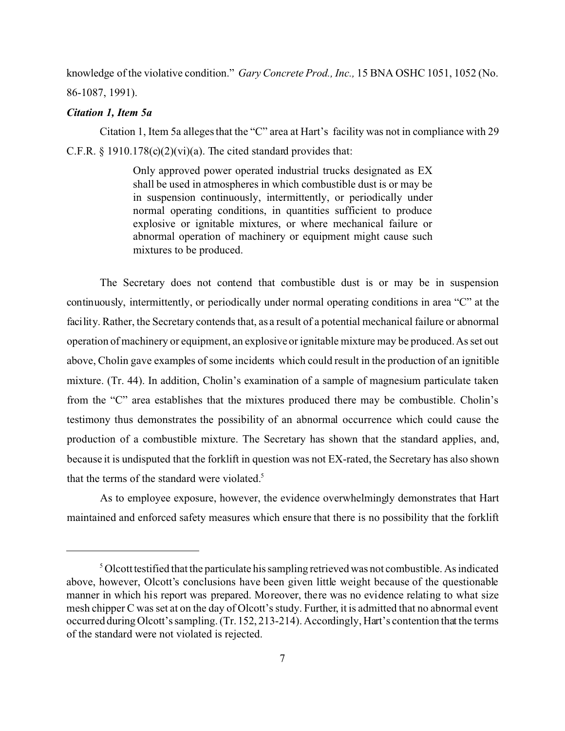knowledge of the violative condition." *Gary Concrete Prod., Inc.,* 15 BNA OSHC 1051, 1052 (No. 86-1087, 1991).

***Citation 1, Item 5a***

Citation 1, Item 5a alleges that the "C" area at Hart's facility was not in compliance with 29 C.F.R. § 1910.178(c)(2)(vi)(a). The cited standard provides that:

> Only approved power operated industrial trucks designated as EX shall be used in atmospheres in which combustible dust is or may be in suspension continuously, intermittently, or periodically under normal operating conditions, in quantities sufficient to produce explosive or ignitable mixtures, or where mechanical failure or abnormal operation of machinery or equipment might cause such mixtures to be produced.

The Secretary does not contend that combustible dust is or may be in suspension continuously, intermittently, or periodically under normal operating conditions in area "C" at the facility. Rather, the Secretary contends that, as a result of a potential mechanical failure or abnormal operation of machinery or equipment, an explosive or ignitable mixture may be produced. As set out above, Cholin gave examples of some incidents which could result in the production of an ignitible mixture. (Tr. 44). In addition, Cholin's examination of a sample of magnesium particulate taken from the "C" area establishes that the mixtures produced there may be combustible. Cholin's testimony thus demonstrates the possibility of an abnormal occurrence which could cause the production of a combustible mixture. The Secretary has shown that the standard applies, and, because it is undisputed that the forklift in question was not EX-rated, the Secretary has also shown that the terms of the standard were violated.[5]

As to employee exposure, however, the evidence overwhelmingly demonstrates that Hart maintained and enforced safety measures which ensure that there is no possibility that the forklift

---

[5] Olcott testified that the particulate his sampling retrieved was not combustible. As indicated above, however, Olcott's conclusions have been given little weight because of the questionable manner in which his report was prepared. Moreover, there was no evidence relating to what size mesh chipper C was set at on the day of Olcott's study. Further, it is admitted that no abnormal event occurred during Olcott's sampling. (Tr. 152, 213-214). Accordingly, Hart's contention that the terms of the standard were not violated is rejected.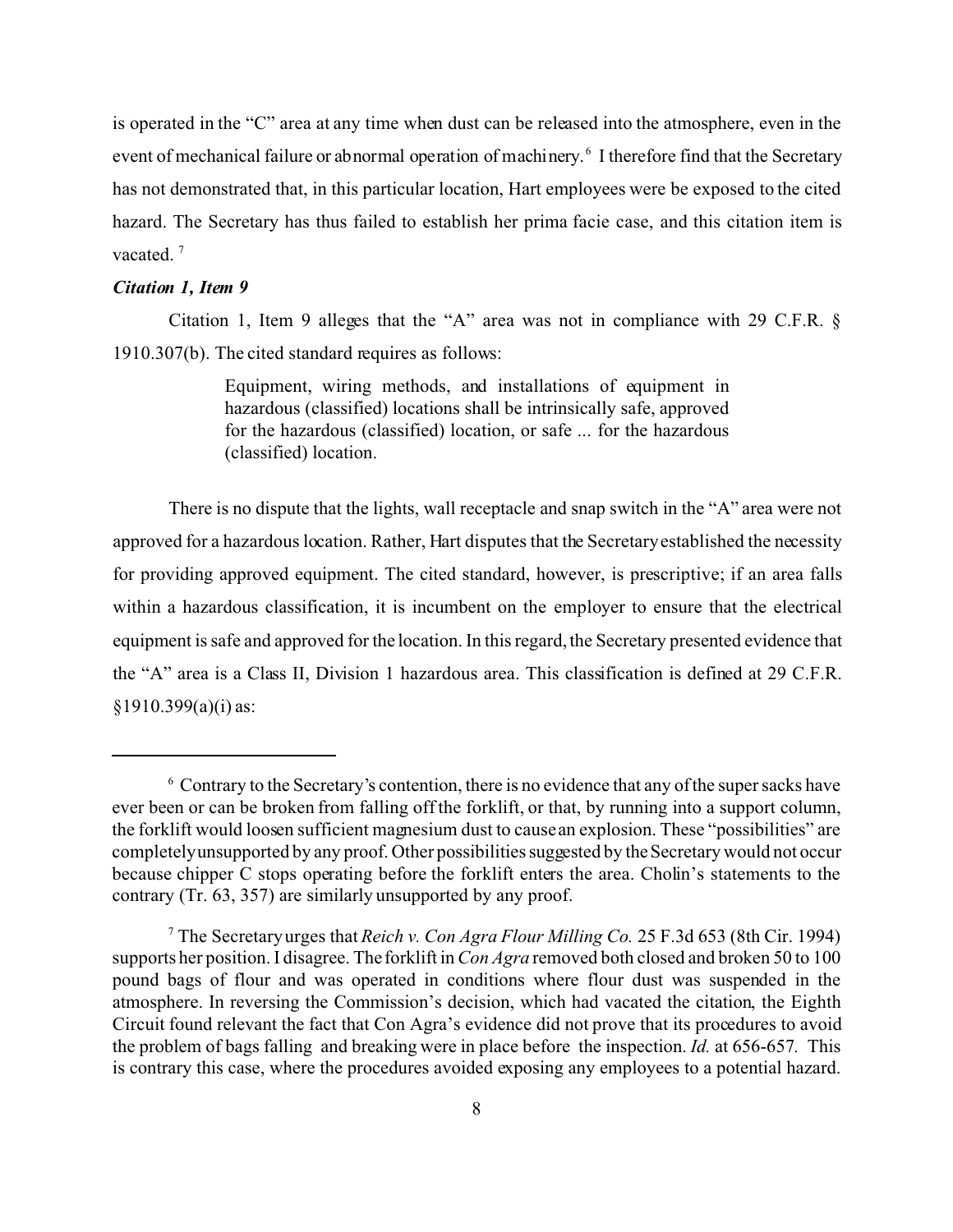is operated in the "C" area at any time when dust can be released into the atmosphere, even in the event of mechanical failure or abnormal operation of machinery.[6] I therefore find that the Secretary has not demonstrated that, in this particular location, Hart employees were be exposed to the cited hazard. The Secretary has thus failed to establish her prima facie case, and this citation item is vacated.[7]

***Citation 1, Item 9***

Citation 1, Item 9 alleges that the "A" area was not in compliance with 29 C.F.R. § 1910.307(b). The cited standard requires as follows:

> Equipment, wiring methods, and installations of equipment in hazardous (classified) locations shall be intrinsically safe, approved for the hazardous (classified) location, or safe ... for the hazardous (classified) location.

There is no dispute that the lights, wall receptacle and snap switch in the "A" area were not approved for a hazardous location. Rather, Hart disputes that the Secretary established the necessity for providing approved equipment. The cited standard, however, is prescriptive; if an area falls within a hazardous classification, it is incumbent on the employer to ensure that the electrical equipment is safe and approved for the location. In this regard, the Secretary presented evidence that the "A" area is a Class II, Division 1 hazardous area. This classification is defined at 29 C.F.R. §1910.399(a)(i) as:

---

[6] Contrary to the Secretary's contention, there is no evidence that any of the super sacks have ever been or can be broken from falling off the forklift, or that, by running into a support column, the forklift would loosen sufficient magnesium dust to cause an explosion. These "possibilities" are completely unsupported by any proof. Other possibilities suggested by the Secretary would not occur because chipper C stops operating before the forklift enters the area. Cholin's statements to the contrary (Tr. 63, 357) are similarly unsupported by any proof.

[7] The Secretary urges that *Reich v. Con Agra Flour Milling Co.* 25 F.3d 653 (8th Cir. 1994) supports her position. I disagree. The forklift in *Con Agra* removed both closed and broken 50 to 100 pound bags of flour and was operated in conditions where flour dust was suspended in the atmosphere. In reversing the Commission's decision, which had vacated the citation, the Eighth Circuit found relevant the fact that Con Agra's evidence did not prove that its procedures to avoid the problem of bags falling and breaking were in place before the inspection. *Id.* at 656-657. This is contrary this case, where the procedures avoided exposing any employees to a potential hazard.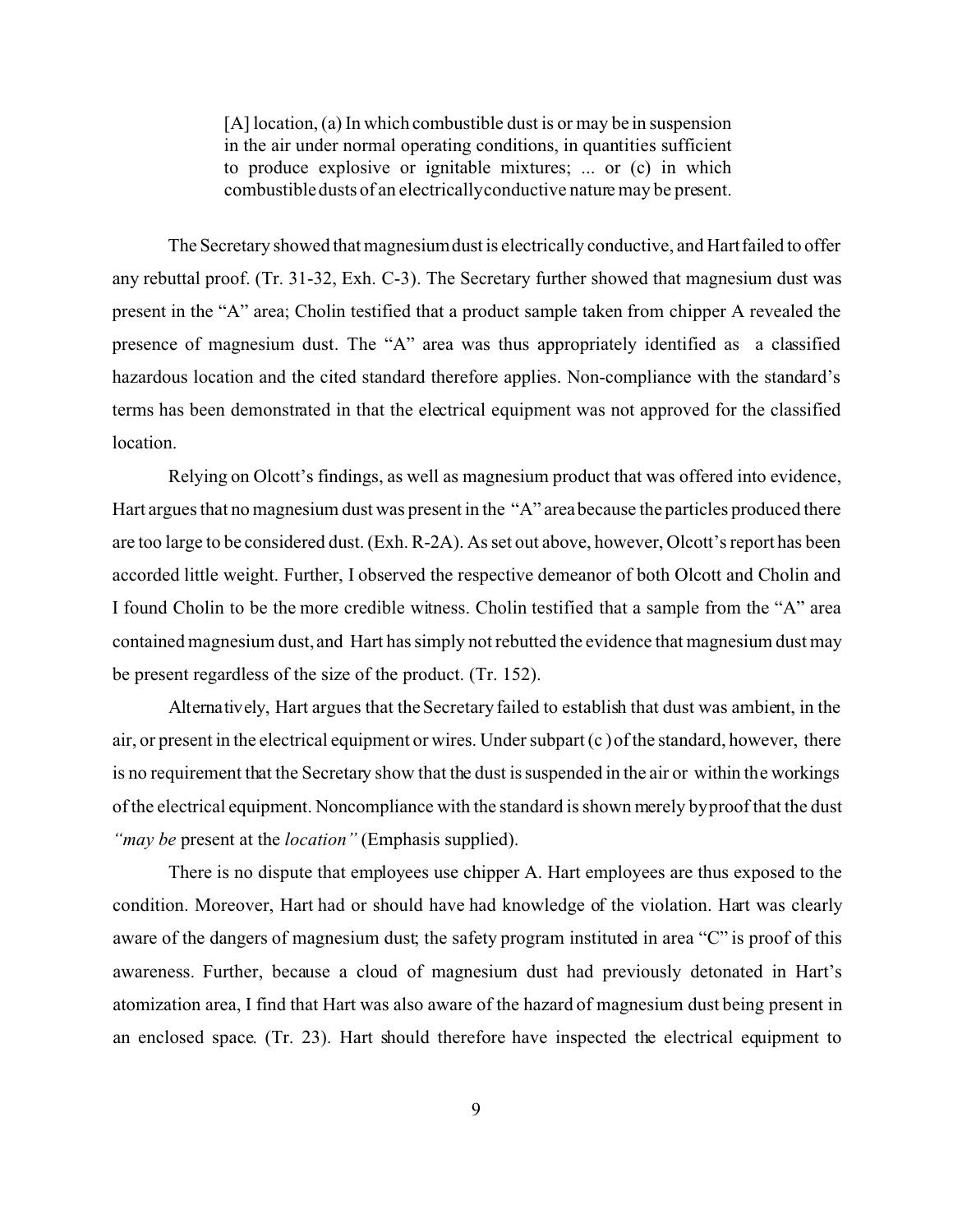> [A] location, (a) In which combustible dust is or may be in suspension in the air under normal operating conditions, in quantities sufficient to produce explosive or ignitable mixtures; ... or (c) in which combustible dusts of an electrically conductive nature may be present.

The Secretary showed that magnesium dust is electrically conductive, and Hart failed to offer any rebuttal proof. (Tr. 31-32, Exh. C-3). The Secretary further showed that magnesium dust was present in the "A" area; Cholin testified that a product sample taken from chipper A revealed the presence of magnesium dust. The "A" area was thus appropriately identified as a classified hazardous location and the cited standard therefore applies. Non-compliance with the standard's terms has been demonstrated in that the electrical equipment was not approved for the classified location.

Relying on Olcott's findings, as well as magnesium product that was offered into evidence, Hart argues that no magnesium dust was present in the "A" area because the particles produced there are too large to be considered dust. (Exh. R-2A). As set out above, however, Olcott's report has been accorded little weight. Further, I observed the respective demeanor of both Olcott and Cholin and I found Cholin to be the more credible witness. Cholin testified that a sample from the "A" area contained magnesium dust, and Hart has simply not rebutted the evidence that magnesium dust may be present regardless of the size of the product. (Tr. 152).

Alternatively, Hart argues that the Secretary failed to establish that dust was ambient, in the air, or present in the electrical equipment or wires. Under subpart (c ) of the standard, however, there is no requirement that the Secretary show that the dust is suspended in the air or within the workings of the electrical equipment. Noncompliance with the standard is shown merely by proof that the dust *"may be* present at the *location"* (Emphasis supplied).

There is no dispute that employees use chipper A. Hart employees are thus exposed to the condition. Moreover, Hart had or should have had knowledge of the violation. Hart was clearly aware of the dangers of magnesium dust; the safety program instituted in area "C" is proof of this awareness. Further, because a cloud of magnesium dust had previously detonated in Hart's atomization area, I find that Hart was also aware of the hazard of magnesium dust being present in an enclosed space. (Tr. 23). Hart should therefore have inspected the electrical equipment to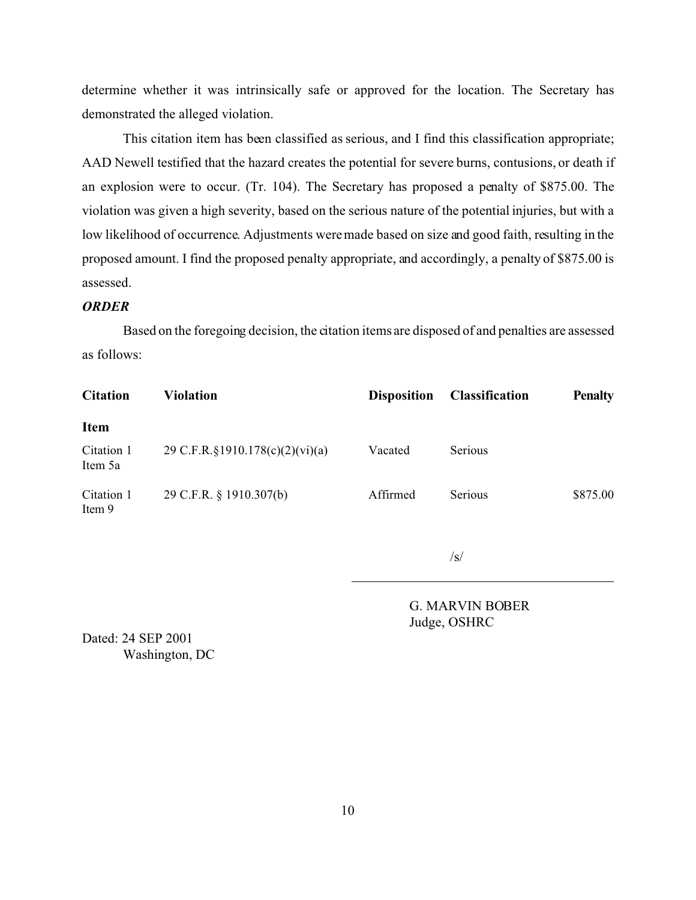determine whether it was intrinsically safe or approved for the location. The Secretary has demonstrated the alleged violation.

This citation item has been classified as serious, and I find this classification appropriate; AAD Newell testified that the hazard creates the potential for severe burns, contusions, or death if an explosion were to occur. (Tr. 104). The Secretary has proposed a penalty of $875.00. The violation was given a high severity, based on the serious nature of the potential injuries, but with a low likelihood of occurrence. Adjustments were made based on size and good faith, resulting in the proposed amount. I find the proposed penalty appropriate, and accordingly, a penalty of $875.00 is assessed.

***ORDER***

Based on the foregoing decision, the citation items are disposed of and penalties are assessed as follows:

| Citation Item | Violation | Disposition | Classification | Penalty |
|---|---|---|---|---|
| Citation 1 Item 5a | 29 C.F.R.§1910.178(c)(2)(vi)(a) | Vacated | Serious | |
| Citation 1 Item 9 | 29 C.F.R. § 1910.307(b) | Affirmed | Serious | $875.00 |

/s/

G. MARVIN BOBER
Judge, OSHRC

Dated: 24 SEP 2001
Washington, DC